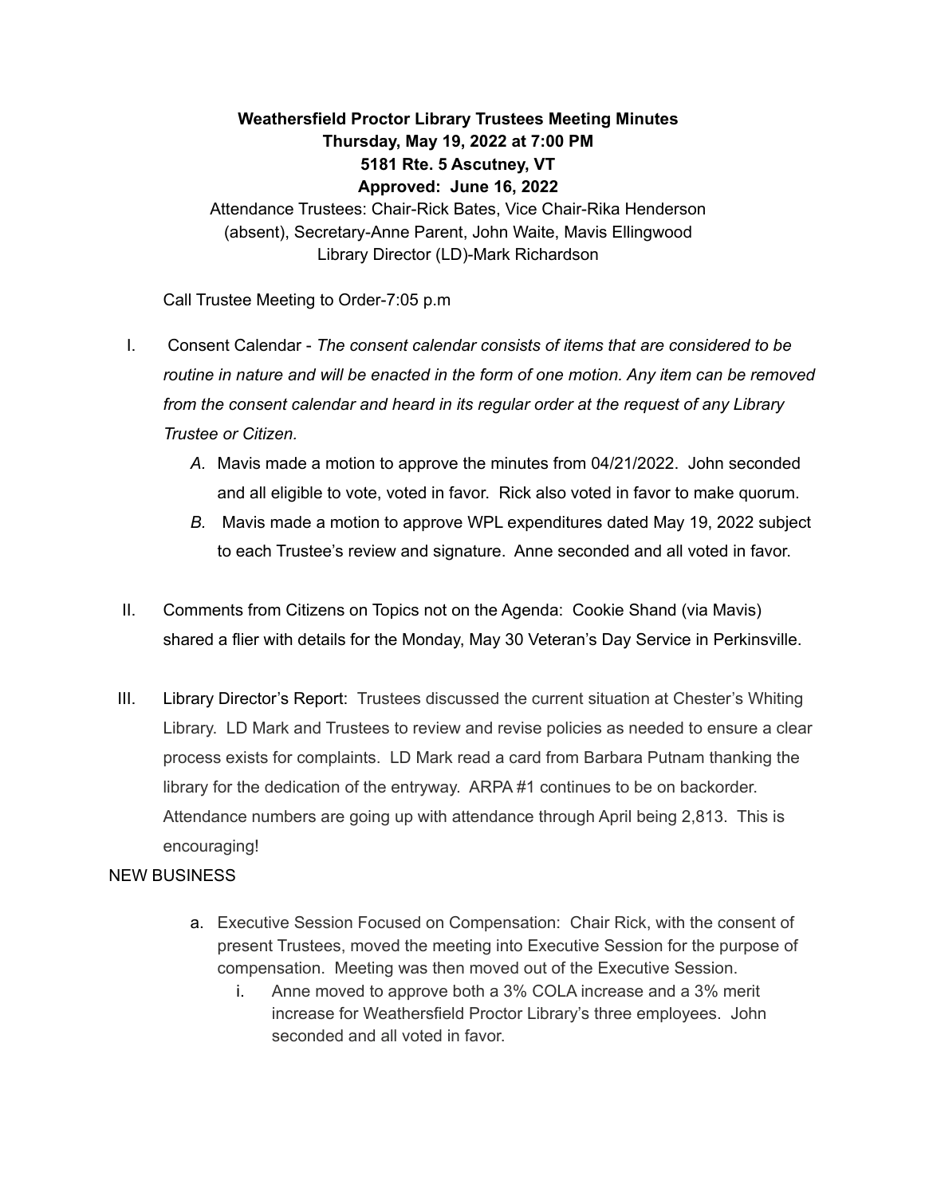**Weathersfield Proctor Library Trustees Meeting Minutes**
**Thursday, May 19, 2022 at 7:00 PM**
**5181 Rte. 5 Ascutney, VT**
**Approved: June 16, 2022**

Attendance Trustees: Chair-Rick Bates, Vice Chair-Rika Henderson (absent), Secretary-Anne Parent, John Waite, Mavis Ellingwood
Library Director (LD)-Mark Richardson

Call Trustee Meeting to Order-7:05 p.m

I. Consent Calendar - *The consent calendar consists of items that are considered to be routine in nature and will be enacted in the form of one motion. Any item can be removed from the consent calendar and heard in its regular order at the request of any Library Trustee or Citizen.*
   *A.* Mavis made a motion to approve the minutes from 04/21/2022. John seconded and all eligible to vote, voted in favor. Rick also voted in favor to make quorum.
   *B.* Mavis made a motion to approve WPL expenditures dated May 19, 2022 subject to each Trustee's review and signature. Anne seconded and all voted in favor.

II. Comments from Citizens on Topics not on the Agenda: Cookie Shand (via Mavis) shared a flier with details for the Monday, May 30 Veteran's Day Service in Perkinsville.

III. Library Director's Report: Trustees discussed the current situation at Chester's Whiting Library. LD Mark and Trustees to review and revise policies as needed to ensure a clear process exists for complaints. LD Mark read a card from Barbara Putnam thanking the library for the dedication of the entryway. ARPA #1 continues to be on backorder. Attendance numbers are going up with attendance through April being 2,813. This is encouraging!

NEW BUSINESS

a. Executive Session Focused on Compensation: Chair Rick, with the consent of present Trustees, moved the meeting into Executive Session for the purpose of compensation. Meeting was then moved out of the Executive Session.
   i. Anne moved to approve both a 3% COLA increase and a 3% merit increase for Weathersfield Proctor Library's three employees. John seconded and all voted in favor.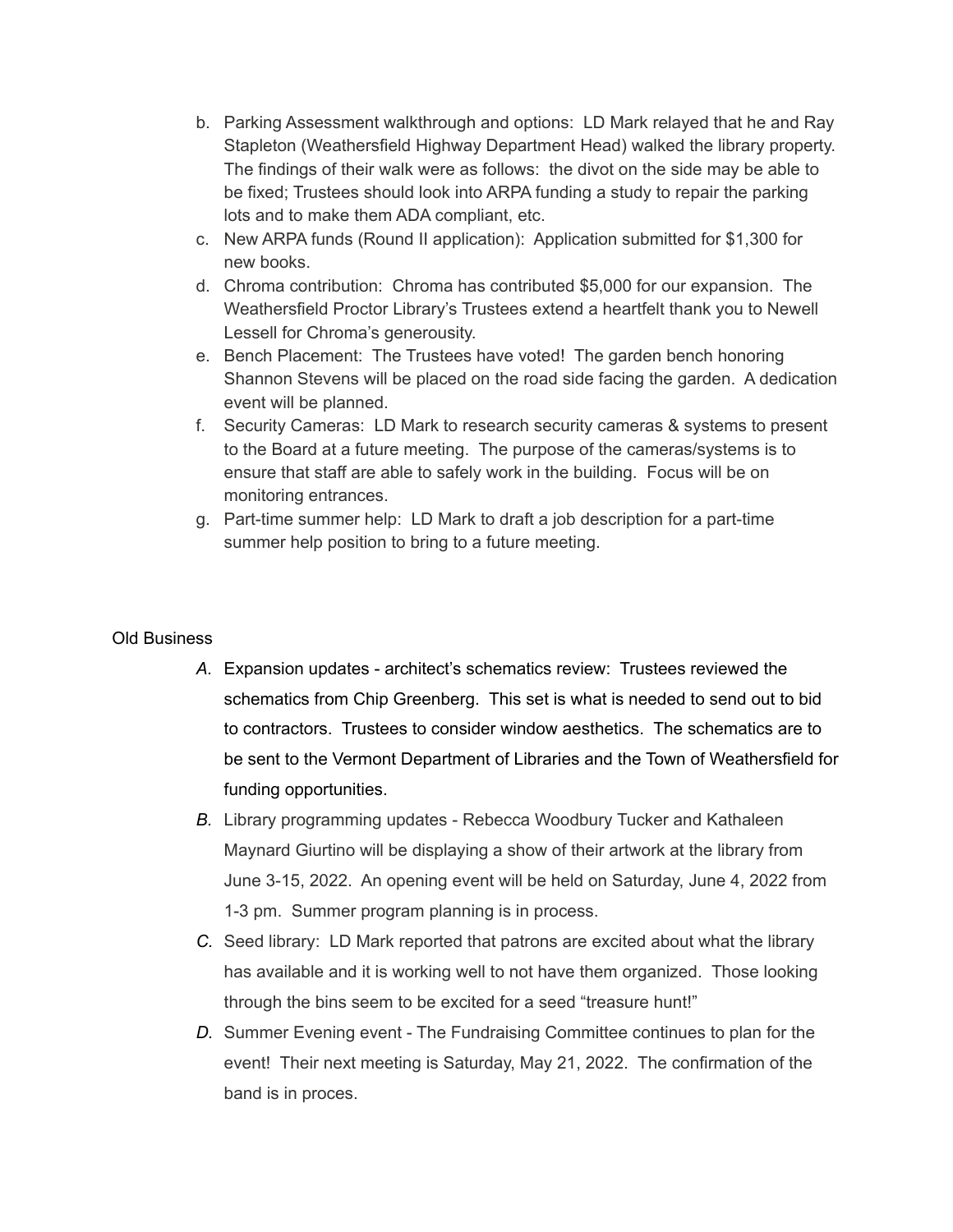b. Parking Assessment walkthrough and options: LD Mark relayed that he and Ray Stapleton (Weathersfield Highway Department Head) walked the library property. The findings of their walk were as follows: the divot on the side may be able to be fixed; Trustees should look into ARPA funding a study to repair the parking lots and to make them ADA compliant, etc.

c. New ARPA funds (Round II application): Application submitted for $1,300 for new books.

d. Chroma contribution: Chroma has contributed $5,000 for our expansion. The Weathersfield Proctor Library's Trustees extend a heartfelt thank you to Newell Lessell for Chroma's generousity.

e. Bench Placement: The Trustees have voted! The garden bench honoring Shannon Stevens will be placed on the road side facing the garden. A dedication event will be planned.

f. Security Cameras: LD Mark to research security cameras & systems to present to the Board at a future meeting. The purpose of the cameras/systems is to ensure that staff are able to safely work in the building. Focus will be on monitoring entrances.

g. Part-time summer help: LD Mark to draft a job description for a part-time summer help position to bring to a future meeting.

Old Business

*A.* Expansion updates - architect's schematics review: Trustees reviewed the schematics from Chip Greenberg. This set is what is needed to send out to bid to contractors. Trustees to consider window aesthetics. The schematics are to be sent to the Vermont Department of Libraries and the Town of Weathersfield for funding opportunities.

*B.* Library programming updates - Rebecca Woodbury Tucker and Kathaleen Maynard Giurtino will be displaying a show of their artwork at the library from June 3-15, 2022. An opening event will be held on Saturday, June 4, 2022 from 1-3 pm. Summer program planning is in process.

*C.* Seed library: LD Mark reported that patrons are excited about what the library has available and it is working well to not have them organized. Those looking through the bins seem to be excited for a seed "treasure hunt!"

*D.* Summer Evening event - The Fundraising Committee continues to plan for the event! Their next meeting is Saturday, May 21, 2022. The confirmation of the band is in proces.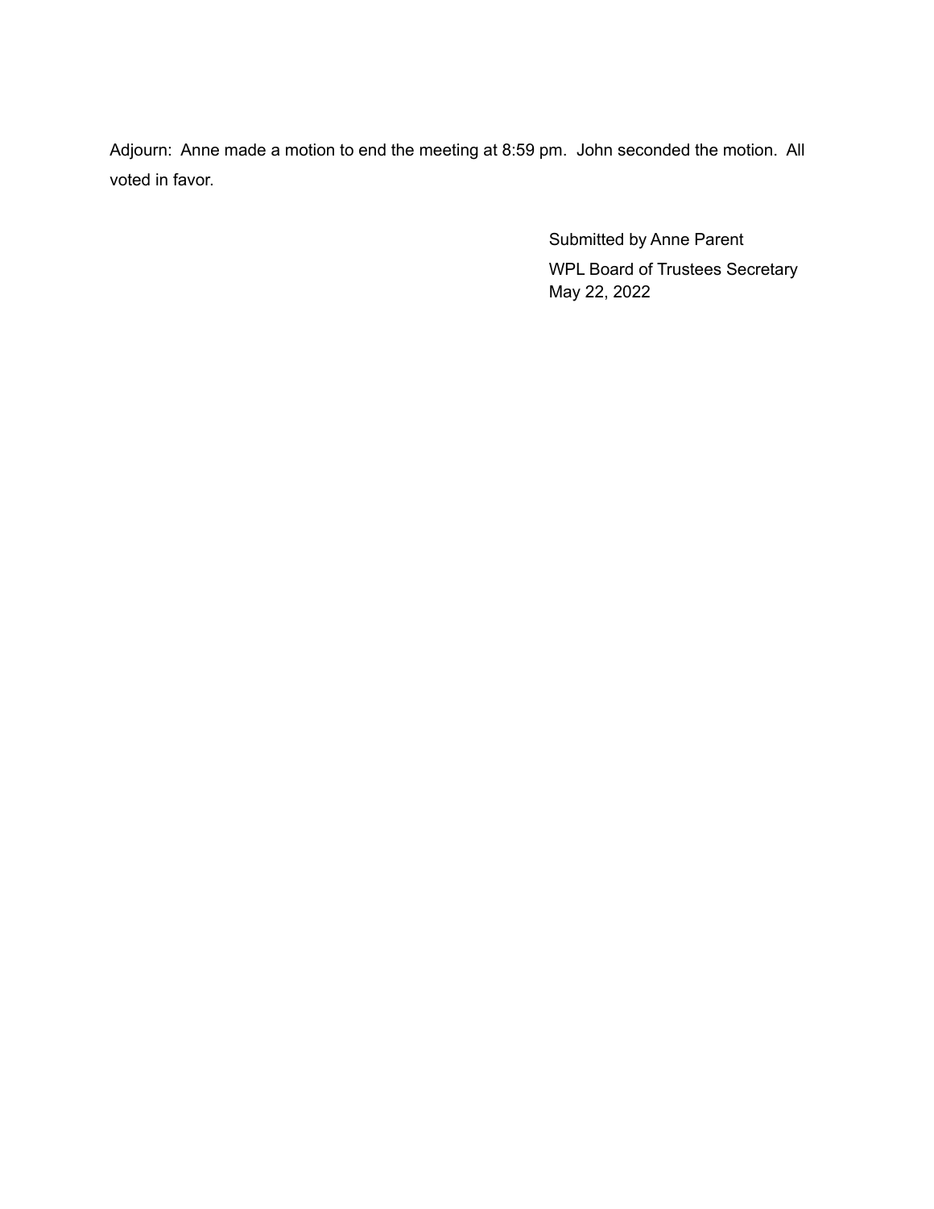Adjourn: Anne made a motion to end the meeting at 8:59 pm. John seconded the motion. All voted in favor.

Submitted by Anne Parent

WPL Board of Trustees Secretary
May 22, 2022